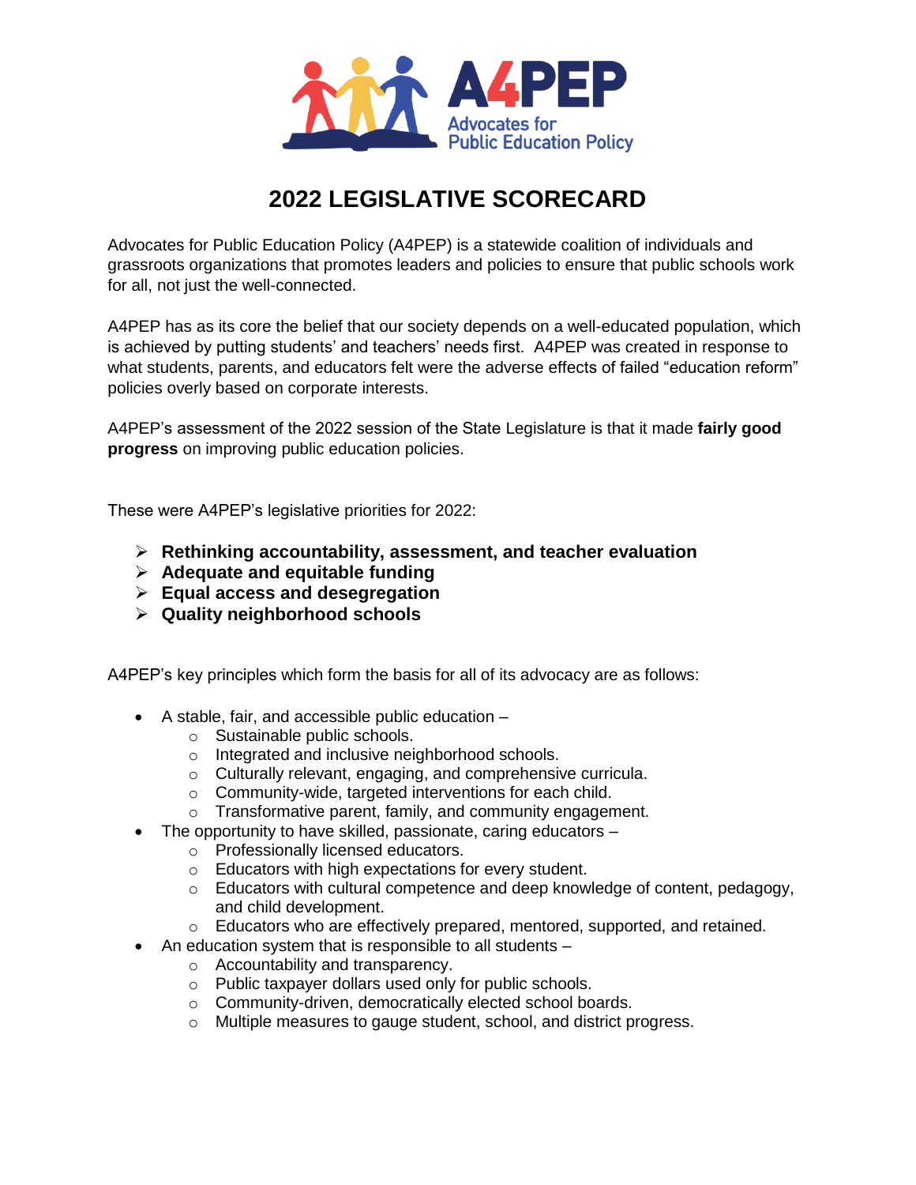A4PEP
Advocates for Public Education Policy

# 2022 LEGISLATIVE SCORECARD

Advocates for Public Education Policy (A4PEP) is a statewide coalition of individuals and grassroots organizations that promotes leaders and policies to ensure that public schools work for all, not just the well-connected.

A4PEP has as its core the belief that our society depends on a well-educated population, which is achieved by putting students' and teachers' needs first. A4PEP was created in response to what students, parents, and educators felt were the adverse effects of failed "education reform" policies overly based on corporate interests.

A4PEP's assessment of the 2022 session of the State Legislature is that it made **fairly good progress** on improving public education policies.

These were A4PEP's legislative priorities for 2022:

- **Rethinking accountability, assessment, and teacher evaluation**
- **Adequate and equitable funding**
- **Equal access and desegregation**
- **Quality neighborhood schools**

A4PEP's key principles which form the basis for all of its advocacy are as follows:

- A stable, fair, and accessible public education –
  - Sustainable public schools.
  - Integrated and inclusive neighborhood schools.
  - Culturally relevant, engaging, and comprehensive curricula.
  - Community-wide, targeted interventions for each child.
  - Transformative parent, family, and community engagement.
- The opportunity to have skilled, passionate, caring educators –
  - Professionally licensed educators.
  - Educators with high expectations for every student.
  - Educators with cultural competence and deep knowledge of content, pedagogy, and child development.
  - Educators who are effectively prepared, mentored, supported, and retained.
- An education system that is responsible to all students –
  - Accountability and transparency.
  - Public taxpayer dollars used only for public schools.
  - Community-driven, democratically elected school boards.
  - Multiple measures to gauge student, school, and district progress.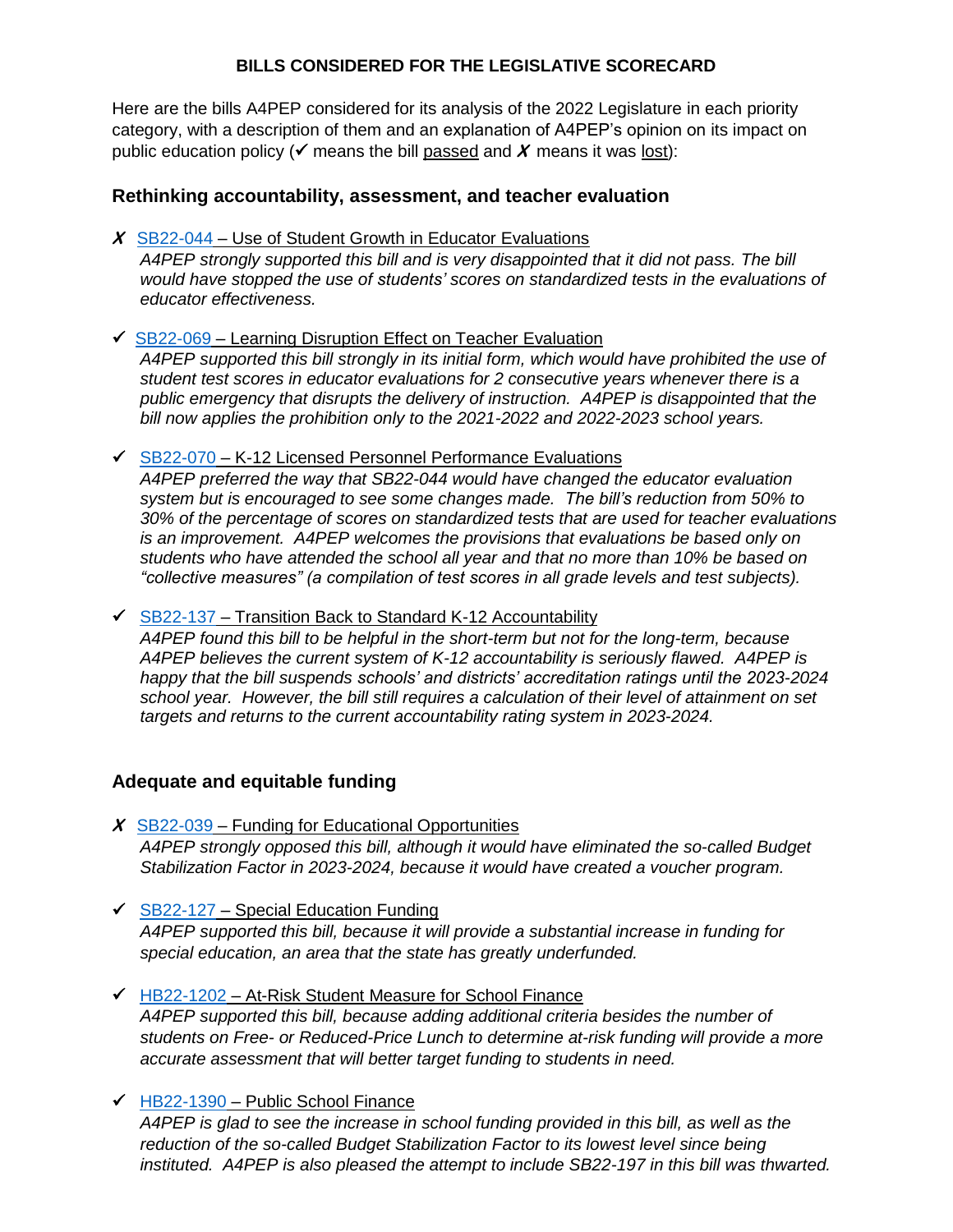**BILLS CONSIDERED FOR THE LEGISLATIVE SCORECARD**

Here are the bills A4PEP considered for its analysis of the 2022 Legislature in each priority category, with a description of them and an explanation of A4PEP's opinion on its impact on public education policy (✓ means the bill passed and ✗ means it was lost):

### Rethinking accountability, assessment, and teacher evaluation

✗ SB22-044 – Use of Student Growth in Educator Evaluations
*A4PEP strongly supported this bill and is very disappointed that it did not pass. The bill would have stopped the use of students' scores on standardized tests in the evaluations of educator effectiveness.*

✓ SB22-069 – Learning Disruption Effect on Teacher Evaluation
*A4PEP supported this bill strongly in its initial form, which would have prohibited the use of student test scores in educator evaluations for 2 consecutive years whenever there is a public emergency that disrupts the delivery of instruction. A4PEP is disappointed that the bill now applies the prohibition only to the 2021-2022 and 2022-2023 school years.*

✓ SB22-070 – K-12 Licensed Personnel Performance Evaluations
*A4PEP preferred the way that SB22-044 would have changed the educator evaluation system but is encouraged to see some changes made. The bill's reduction from 50% to 30% of the percentage of scores on standardized tests that are used for teacher evaluations is an improvement. A4PEP welcomes the provisions that evaluations be based only on students who have attended the school all year and that no more than 10% be based on "collective measures" (a compilation of test scores in all grade levels and test subjects).*

✓ SB22-137 – Transition Back to Standard K-12 Accountability
*A4PEP found this bill to be helpful in the short-term but not for the long-term, because A4PEP believes the current system of K-12 accountability is seriously flawed. A4PEP is happy that the bill suspends schools' and districts' accreditation ratings until the 2023-2024 school year. However, the bill still requires a calculation of their level of attainment on set targets and returns to the current accountability rating system in 2023-2024.*

### Adequate and equitable funding

✗ SB22-039 – Funding for Educational Opportunities
*A4PEP strongly opposed this bill, although it would have eliminated the so-called Budget Stabilization Factor in 2023-2024, because it would have created a voucher program.*

✓ SB22-127 – Special Education Funding
*A4PEP supported this bill, because it will provide a substantial increase in funding for special education, an area that the state has greatly underfunded.*

✓ HB22-1202 – At-Risk Student Measure for School Finance
*A4PEP supported this bill, because adding additional criteria besides the number of students on Free- or Reduced-Price Lunch to determine at-risk funding will provide a more accurate assessment that will better target funding to students in need.*

✓ HB22-1390 – Public School Finance
*A4PEP is glad to see the increase in school funding provided in this bill, as well as the reduction of the so-called Budget Stabilization Factor to its lowest level since being instituted. A4PEP is also pleased the attempt to include SB22-197 in this bill was thwarted.*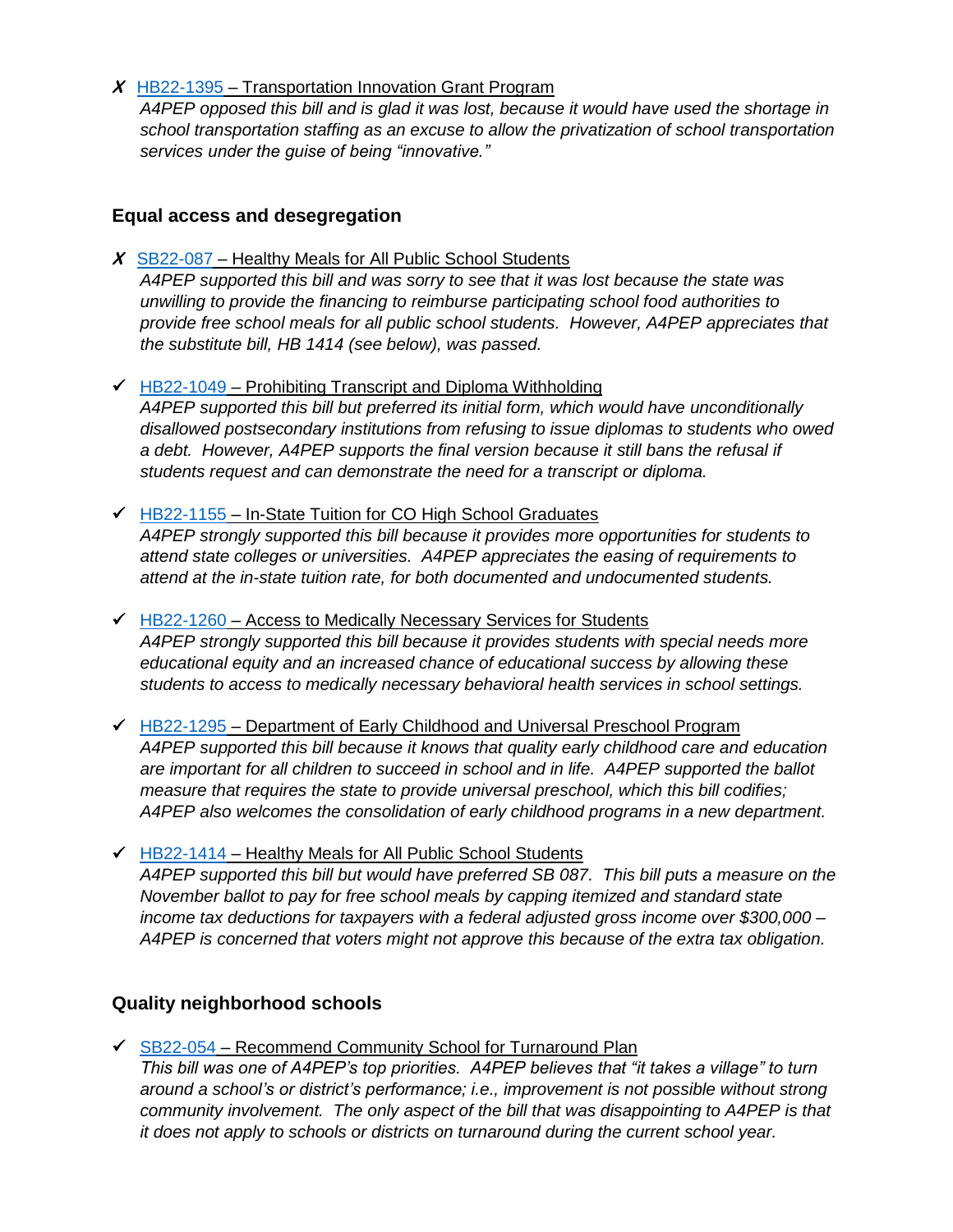✗ HB22-1395 – Transportation Innovation Grant Program

*A4PEP opposed this bill and is glad it was lost, because it would have used the shortage in school transportation staffing as an excuse to allow the privatization of school transportation services under the guise of being "innovative."*

### Equal access and desegregation

✗ SB22-087 – Healthy Meals for All Public School Students

*A4PEP supported this bill and was sorry to see that it was lost because the state was unwilling to provide the financing to reimburse participating school food authorities to provide free school meals for all public school students. However, A4PEP appreciates that the substitute bill, HB 1414 (see below), was passed.*

✓ HB22-1049 – Prohibiting Transcript and Diploma Withholding

*A4PEP supported this bill but preferred its initial form, which would have unconditionally disallowed postsecondary institutions from refusing to issue diplomas to students who owed a debt. However, A4PEP supports the final version because it still bans the refusal if students request and can demonstrate the need for a transcript or diploma.*

✓ HB22-1155 – In-State Tuition for CO High School Graduates

*A4PEP strongly supported this bill because it provides more opportunities for students to attend state colleges or universities. A4PEP appreciates the easing of requirements to attend at the in-state tuition rate, for both documented and undocumented students.*

✓ HB22-1260 – Access to Medically Necessary Services for Students

*A4PEP strongly supported this bill because it provides students with special needs more educational equity and an increased chance of educational success by allowing these students to access to medically necessary behavioral health services in school settings.*

✓ HB22-1295 – Department of Early Childhood and Universal Preschool Program

*A4PEP supported this bill because it knows that quality early childhood care and education are important for all children to succeed in school and in life. A4PEP supported the ballot measure that requires the state to provide universal preschool, which this bill codifies; A4PEP also welcomes the consolidation of early childhood programs in a new department.*

✓ HB22-1414 – Healthy Meals for All Public School Students

*A4PEP supported this bill but would have preferred SB 087. This bill puts a measure on the November ballot to pay for free school meals by capping itemized and standard state income tax deductions for taxpayers with a federal adjusted gross income over $300,000 – A4PEP is concerned that voters might not approve this because of the extra tax obligation.*

### Quality neighborhood schools

✓ SB22-054 – Recommend Community School for Turnaround Plan

*This bill was one of A4PEP's top priorities. A4PEP believes that "it takes a village" to turn around a school's or district's performance; i.e., improvement is not possible without strong community involvement. The only aspect of the bill that was disappointing to A4PEP is that it does not apply to schools or districts on turnaround during the current school year.*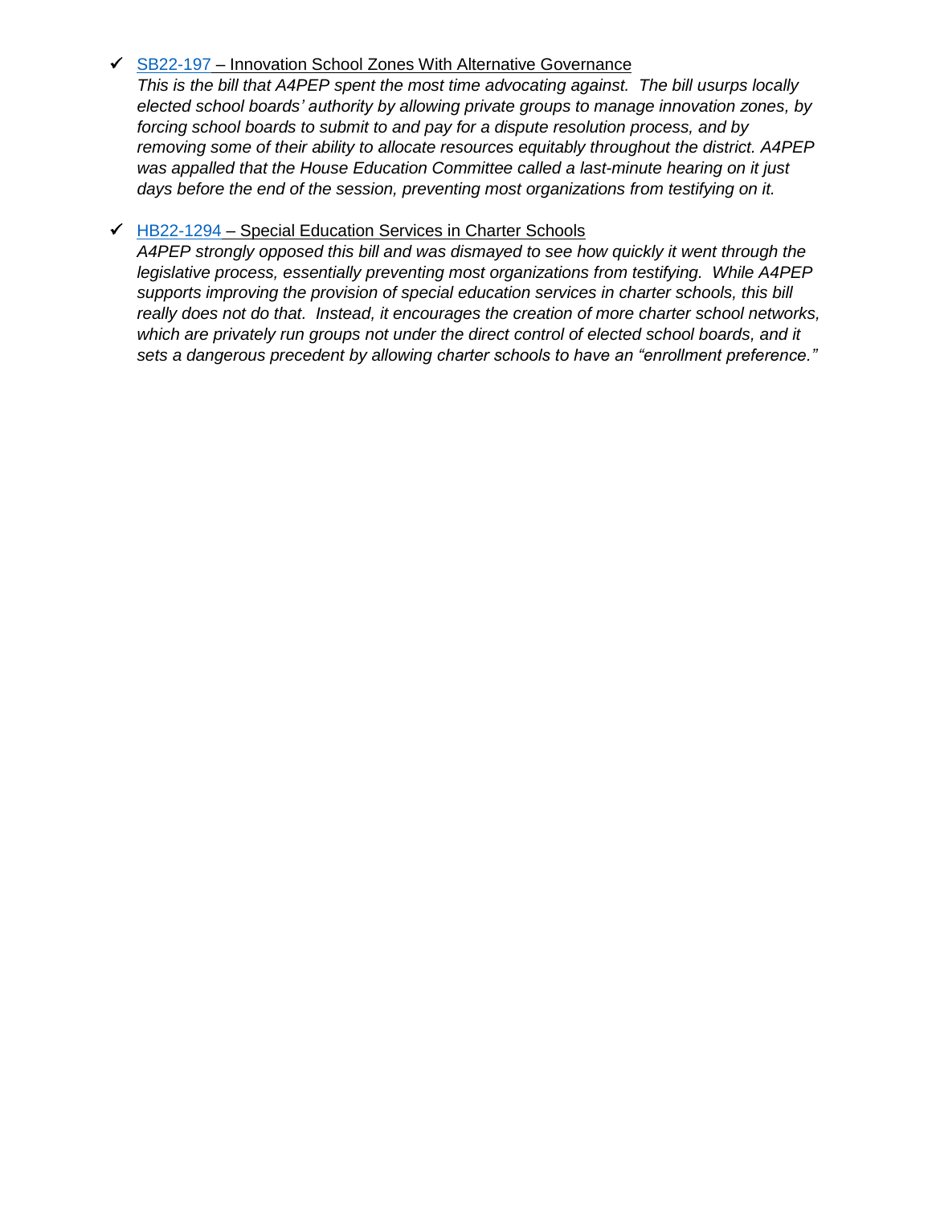- ✓ SB22-197 – Innovation School Zones With Alternative Governance
  *This is the bill that A4PEP spent the most time advocating against. The bill usurps locally elected school boards' authority by allowing private groups to manage innovation zones, by forcing school boards to submit to and pay for a dispute resolution process, and by removing some of their ability to allocate resources equitably throughout the district. A4PEP was appalled that the House Education Committee called a last-minute hearing on it just days before the end of the session, preventing most organizations from testifying on it.*

- ✓ HB22-1294 – Special Education Services in Charter Schools
  *A4PEP strongly opposed this bill and was dismayed to see how quickly it went through the legislative process, essentially preventing most organizations from testifying. While A4PEP supports improving the provision of special education services in charter schools, this bill really does not do that. Instead, it encourages the creation of more charter school networks, which are privately run groups not under the direct control of elected school boards, and it sets a dangerous precedent by allowing charter schools to have an "enrollment preference."*